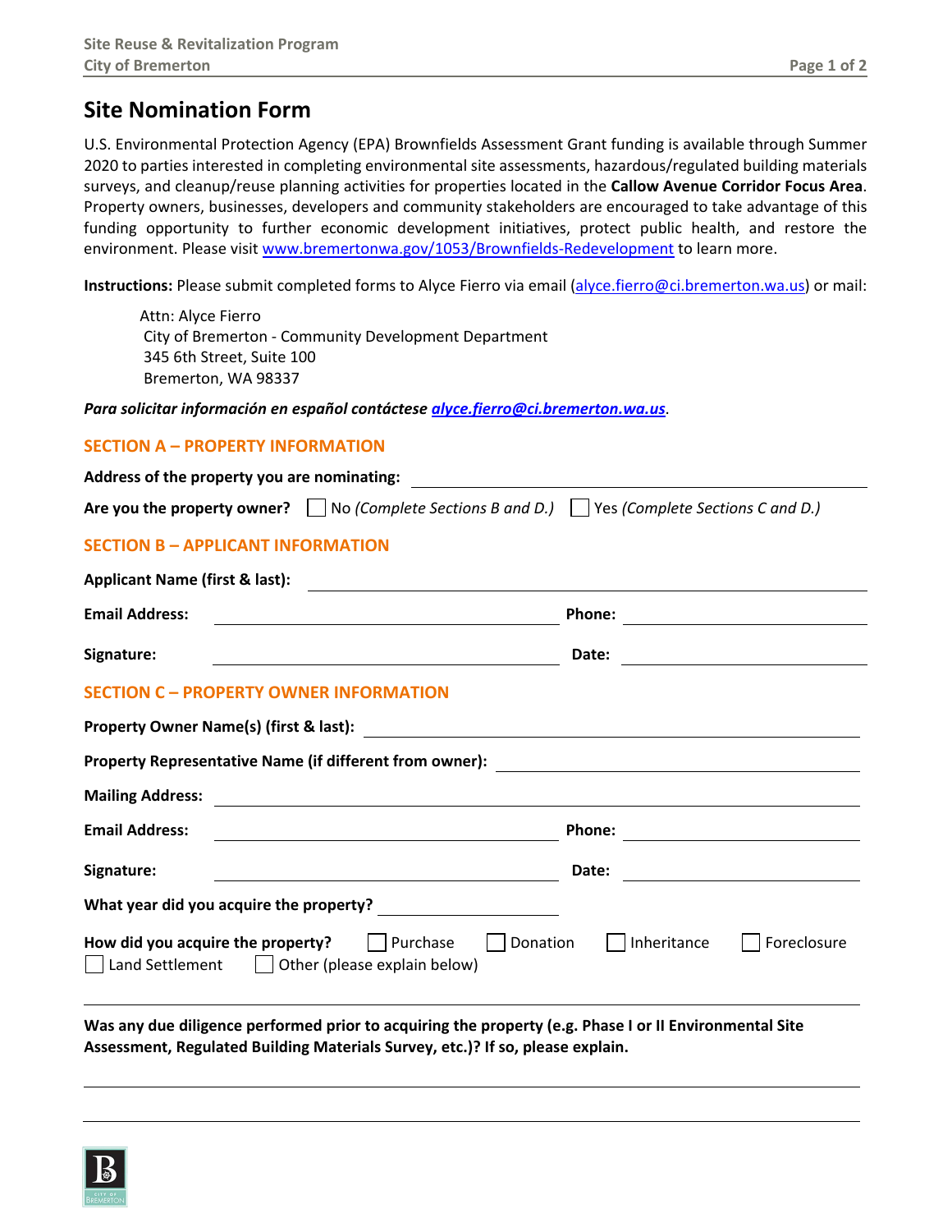# Site Nomination Form

U.S. Environmental Protection Agency (EPA) Brownfields Assessment Grant funding is available through Summer 2020 to parties interested in completing environmental site assessments, hazardous/regulated building materials surveys, and cleanup/reuse planning activities for properties located in the **Callow Avenue Corridor Focus Area**. Property owners, businesses, developers and community stakeholders are encouraged to take advantage of this funding opportunity to further economic development initiatives, protect public health, and restore the environment. Please visit www.bremertonwa.gov/1053/Brownfields-Redevelopment to learn more.

**Instructions:** Please submit completed forms to Alyce Fierro via email (alyce.fierro@ci.bremerton.wa.us) or mail:

Attn: Alyce Fierro
City of Bremerton - Community Development Department
345 6th Street, Suite 100
Bremerton, WA 98337

***Para solicitar información en español contáctese alyce.fierro@ci.bremerton.wa.us.***

## SECTION A – PROPERTY INFORMATION

**Address of the property you are nominating:** ______________________________

**Are you the property owner?** ☐ No *(Complete Sections B and D.)* ☐ Yes *(Complete Sections C and D.)*

## SECTION B – APPLICANT INFORMATION

**Applicant Name (first & last):** ______________________________

**Email Address:** ______________________________ **Phone:** ______________________________

**Signature:** ______________________________ **Date:** ______________________________

## SECTION C – PROPERTY OWNER INFORMATION

**Property Owner Name(s) (first & last):** ______________________________

**Property Representative Name (if different from owner):** ______________________________

**Mailing Address:** ______________________________

**Email Address:** ______________________________ **Phone:** ______________________________

**Signature:** ______________________________ **Date:** ______________________________

**What year did you acquire the property?** ______________________________

**How did you acquire the property?** ☐ Purchase ☐ Donation ☐ Inheritance ☐ Foreclosure ☐ Land Settlement ☐ Other (please explain below)

______________________________

**Was any due diligence performed prior to acquiring the property (e.g. Phase I or II Environmental Site Assessment, Regulated Building Materials Survey, etc.)? If so, please explain.**

______________________________

______________________________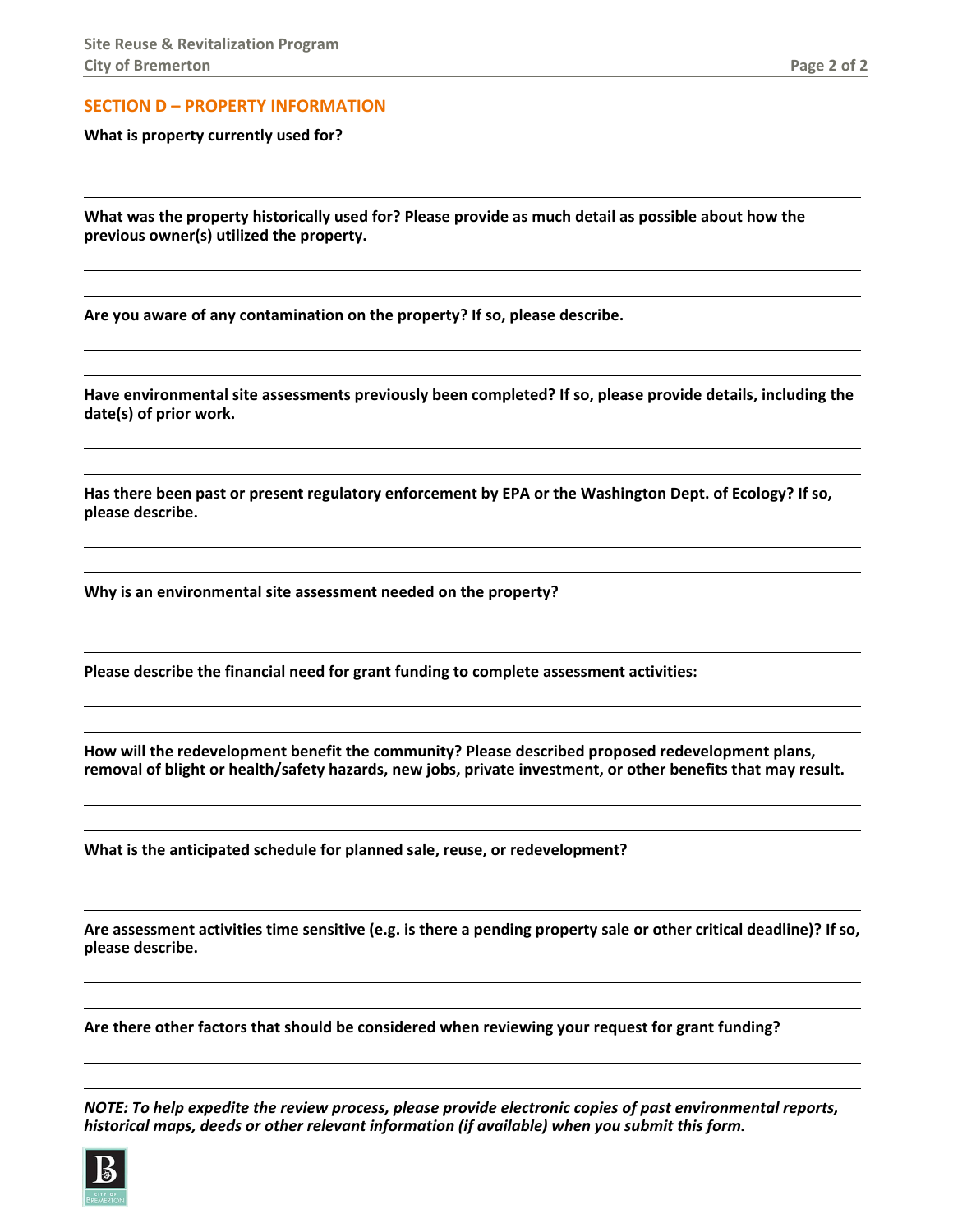## SECTION D – PROPERTY INFORMATION

**What is property currently used for?**

**What was the property historically used for? Please provide as much detail as possible about how the previous owner(s) utilized the property.**

**Are you aware of any contamination on the property? If so, please describe.**

**Have environmental site assessments previously been completed? If so, please provide details, including the date(s) of prior work.**

**Has there been past or present regulatory enforcement by EPA or the Washington Dept. of Ecology? If so, please describe.**

**Why is an environmental site assessment needed on the property?**

**Please describe the financial need for grant funding to complete assessment activities:**

**How will the redevelopment benefit the community? Please described proposed redevelopment plans, removal of blight or health/safety hazards, new jobs, private investment, or other benefits that may result.**

**What is the anticipated schedule for planned sale, reuse, or redevelopment?**

**Are assessment activities time sensitive (e.g. is there a pending property sale or other critical deadline)? If so, please describe.**

**Are there other factors that should be considered when reviewing your request for grant funding?**

***NOTE: To help expedite the review process, please provide electronic copies of past environmental reports, historical maps, deeds or other relevant information (if available) when you submit this form.***